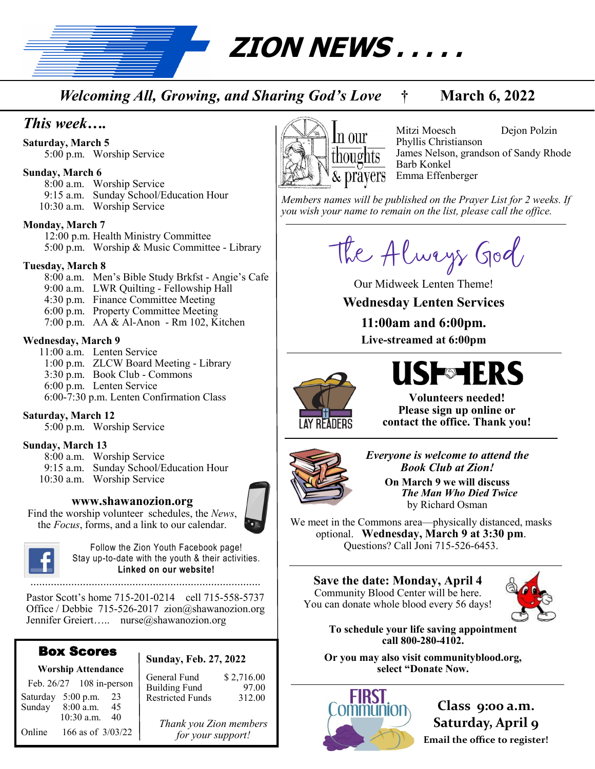# ZION NEWS . . . . .

*Welcoming All, Growing, and Sharing God's Love* † **March 6, 2022**

## *This week….*

**Saturday, March 5**
5:00 p.m. Worship Service

**Sunday, March 6**
8:00 a.m. Worship Service
9:15 a.m. Sunday School/Education Hour
10:30 a.m. Worship Service

**Monday, March 7**
12:00 p.m. Health Ministry Committee
5:00 p.m. Worship & Music Committee - Library

**Tuesday, March 8**
8:00 a.m. Men's Bible Study Brkfst - Angie's Cafe
9:00 a.m. LWR Quilting - Fellowship Hall
4:30 p.m. Finance Committee Meeting
6:00 p.m. Property Committee Meeting
7:00 p.m. AA & Al-Anon - Rm 102, Kitchen

**Wednesday, March 9**
11:00 a.m. Lenten Service
1:00 p.m. ZLCW Board Meeting - Library
3:30 p.m. Book Club - Commons
6:00 p.m. Lenten Service
6:00-7:30 p.m. Lenten Confirmation Class

**Saturday, March 12**
5:00 p.m. Worship Service

**Sunday, March 13**
8:00 a.m. Worship Service
9:15 a.m. Sunday School/Education Hour
10:30 a.m. Worship Service

**www.shawanozion.org**
Find the worship volunteer schedules, the *News*, the *Focus*, forms, and a link to our calendar.

Follow the Zion Youth Facebook page!
Stay up-to-date with the youth & their activities.
**Linked on our website!**

Pastor Scott's home 715-201-0214 cell 715-558-5737
Office / Debbie 715-526-2017 zion@shawanozion.org
Jennifer Greiert….. nurse@shawanozion.org

### Box Scores

**Worship Attendance**

Feb. 26/27 108 in-person

| | | |
|---|---|---|
| Saturday | 5:00 p.m. | 23 |
| Sunday | 8:00 a.m. | 45 |
| | 10:30 a.m. | 40 |
| Online | 166 as of 3/03/22 | |

**Sunday, Feb. 27, 2022**

| | |
|---|---|
| General Fund | $ 2,716.00 |
| Building Fund | 97.00 |
| Restricted Funds | 312.00 |

*Thank you Zion members for your support!*

## In our thoughts & prayers

Mitzi Moesch
Dejon Polzin
Phyllis Christianson
James Nelson, grandson of Sandy Rhode
Barb Konkel
Emma Effenberger

*Members names will be published on the Prayer List for 2 weeks. If you wish your name to remain on the list, please call the office.*

## The Always God

Our Midweek Lenten Theme!

**Wednesday Lenten Services**

**11:00am and 6:00pm.**

**Live-streamed at 6:00pm**

## USHERS

LAY READERS

**Volunteers needed!**
**Please sign up online or contact the office. Thank you!**

***Everyone is welcome to attend the Book Club at Zion!***

**On March 9 we will discuss** ***The Man Who Died Twice*** by Richard Osman

We meet in the Commons area—physically distanced, masks optional. **Wednesday, March 9 at 3:30 pm**. Questions? Call Joni 715-526-6453.

**Save the date: Monday, April 4**
Community Blood Center will be here.
You can donate whole blood every 56 days!

**To schedule your life saving appointment call 800-280-4102.**

**Or you may also visit communityblood.org, select "Donate Now.**

## FIRST Communion

**Class 9:00 a.m.**
**Saturday, April 9**
**Email the office to register!**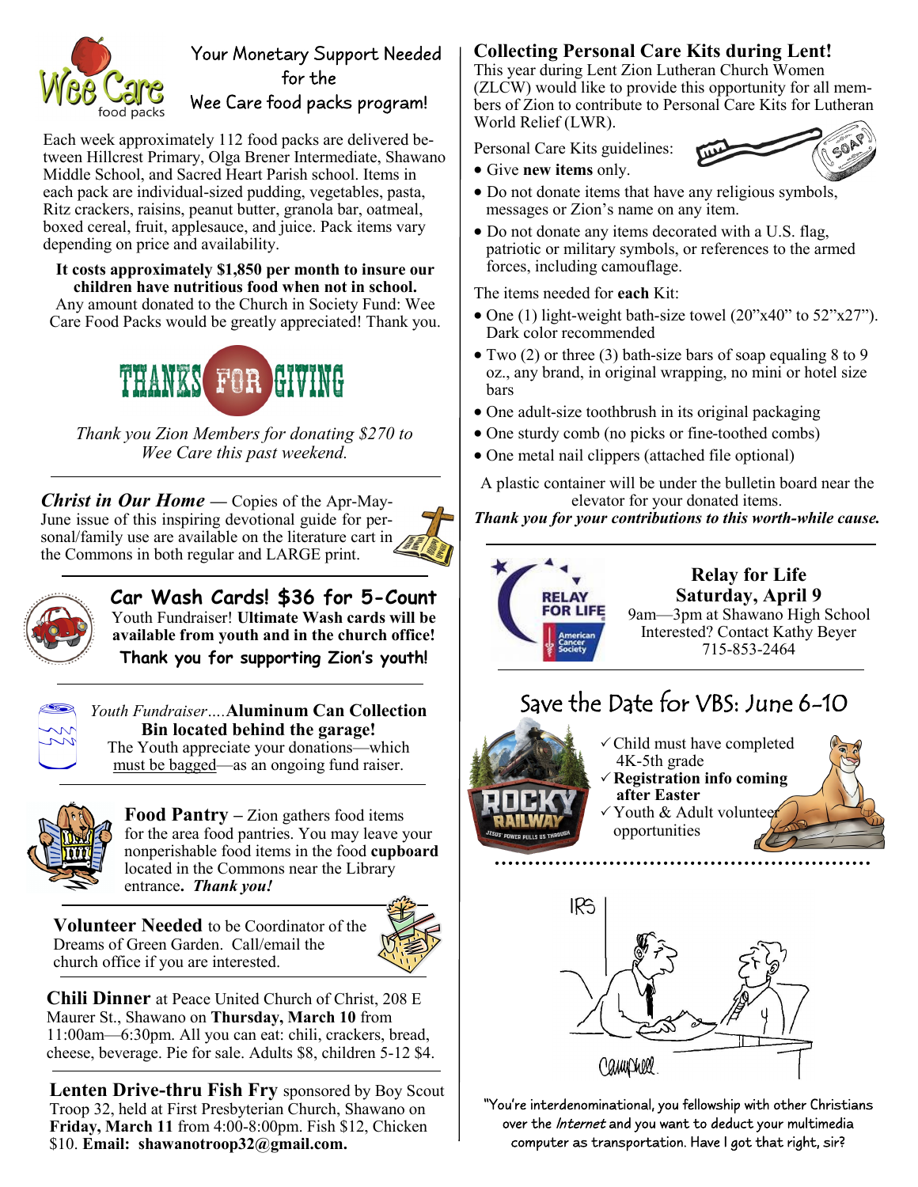## Your Monetary Support Needed for the Wee Care food packs program!

Each week approximately 112 food packs are delivered between Hillcrest Primary, Olga Brener Intermediate, Shawano Middle School, and Sacred Heart Parish school. Items in each pack are individual-sized pudding, vegetables, pasta, Ritz crackers, raisins, peanut butter, granola bar, oatmeal, boxed cereal, fruit, applesauce, and juice. Pack items vary depending on price and availability.

**It costs approximately $1,850 per month to insure our children have nutritious food when not in school.** Any amount donated to the Church in Society Fund: Wee Care Food Packs would be greatly appreciated! Thank you.

THANKS FOR GIVING

*Thank you Zion Members for donating $270 to Wee Care this past weekend.*

***Christ in Our Home*** — Copies of the Apr-May-June issue of this inspiring devotional guide for personal/family use are available on the literature cart in the Commons in both regular and LARGE print.

## Car Wash Cards! $36 for 5-Count

Youth Fundraiser! **Ultimate Wash cards will be available from youth and in the church office!**

**Thank you for supporting Zion's youth!**

*Youth Fundraiser*….**Aluminum Can Collection Bin located behind the garage!** The Youth appreciate your donations—which must be bagged—as an ongoing fund raiser.

**Food Pantry** – Zion gathers food items for the area food pantries. You may leave your nonperishable food items in the food **cupboard** located in the Commons near the Library entrance**.** ***Thank you!***

**Volunteer Needed** to be Coordinator of the Dreams of Green Garden. Call/email the church office if you are interested.

**Chili Dinner** at Peace United Church of Christ, 208 E Maurer St., Shawano on **Thursday, March 10** from 11:00am—6:30pm. All you can eat: chili, crackers, bread, cheese, beverage. Pie for sale. Adults $8, children 5-12 $4.

**Lenten Drive-thru Fish Fry** sponsored by Boy Scout Troop 32, held at First Presbyterian Church, Shawano on **Friday, March 11** from 4:00-8:00pm. Fish $12, Chicken $10. **Email: shawanotroop32@gmail.com.**

## Collecting Personal Care Kits during Lent!

This year during Lent Zion Lutheran Church Women (ZLCW) would like to provide this opportunity for all members of Zion to contribute to Personal Care Kits for Lutheran World Relief (LWR).

Personal Care Kits guidelines:

- Give **new items** only.
- Do not donate items that have any religious symbols, messages or Zion's name on any item.
- Do not donate any items decorated with a U.S. flag, patriotic or military symbols, or references to the armed forces, including camouflage.

The items needed for **each** Kit:

- One (1) light-weight bath-size towel (20"x40" to 52"x27"). Dark color recommended
- Two (2) or three (3) bath-size bars of soap equaling 8 to 9 oz., any brand, in original wrapping, no mini or hotel size bars
- One adult-size toothbrush in its original packaging
- One sturdy comb (no picks or fine-toothed combs)
- One metal nail clippers (attached file optional)

A plastic container will be under the bulletin board near the elevator for your donated items.

***Thank you for your contributions to this worth-while cause.***

## Relay for Life Saturday, April 9

9am—3pm at Shawano High School
Interested? Contact Kathy Beyer
715-853-2464

## Save the Date for VBS: June 6-10

- ✓ Child must have completed 4K-5th grade
- ✓ **Registration info coming after Easter**
- ✓ Youth & Adult volunteer opportunities

"You're interdenominational, you fellowship with other Christians over the *Internet* and you want to deduct your multimedia computer as transportation. Have I got that right, sir?